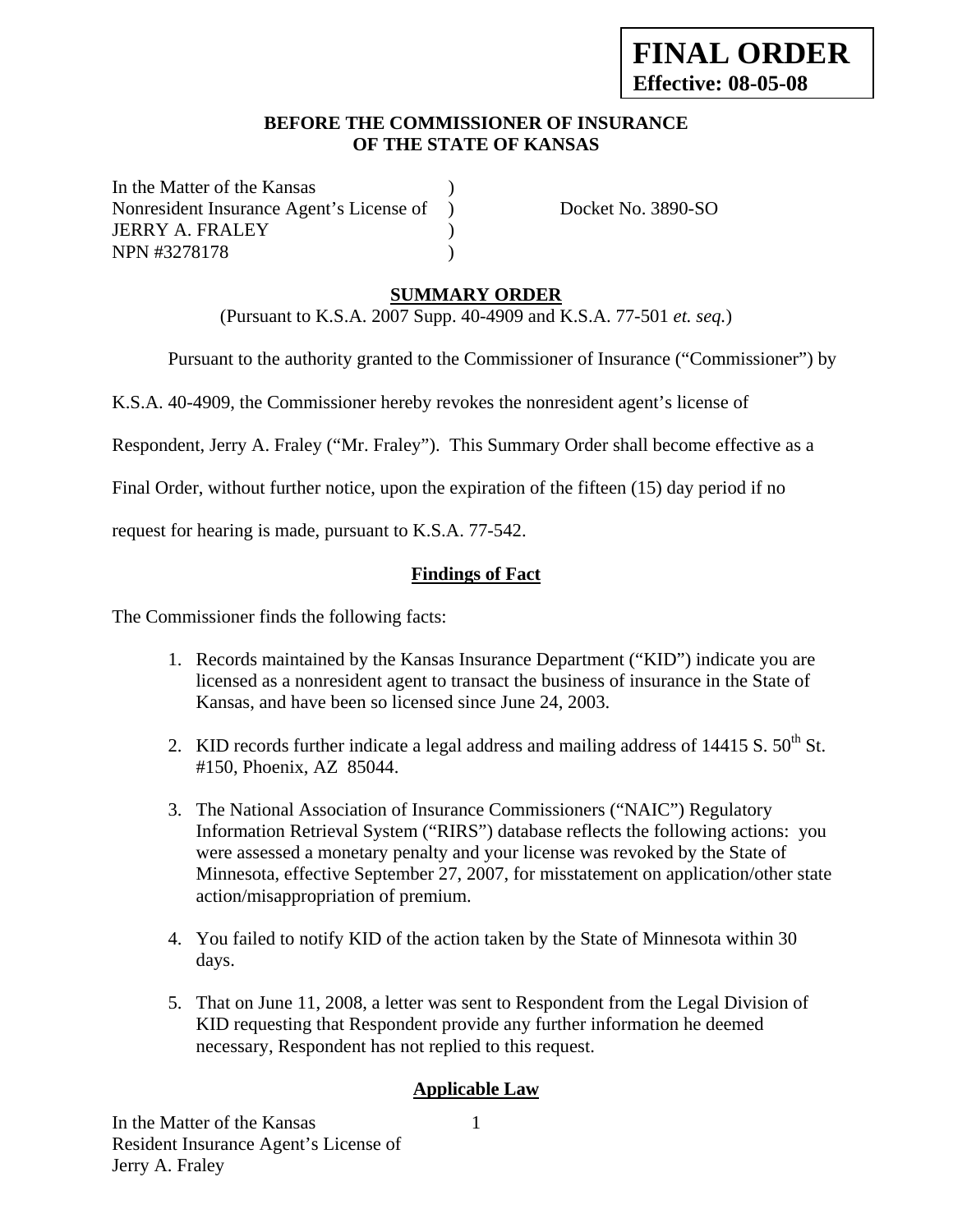**FINAL ORDER**
**Effective: 08-05-08**

**BEFORE THE COMMISSIONER OF INSURANCE**
**OF THE STATE OF KANSAS**

In the Matter of the Kansas )
Nonresident Insurance Agent's License of ) Docket No. 3890-SO
JERRY A. FRALEY )
NPN #3278178 )

## SUMMARY ORDER

(Pursuant to K.S.A. 2007 Supp. 40-4909 and K.S.A. 77-501 *et. seq.*)

Pursuant to the authority granted to the Commissioner of Insurance ("Commissioner") by K.S.A. 40-4909, the Commissioner hereby revokes the nonresident agent's license of Respondent, Jerry A. Fraley ("Mr. Fraley"). This Summary Order shall become effective as a Final Order, without further notice, upon the expiration of the fifteen (15) day period if no request for hearing is made, pursuant to K.S.A. 77-542.

### Findings of Fact

The Commissioner finds the following facts:

1. Records maintained by the Kansas Insurance Department ("KID") indicate you are licensed as a nonresident agent to transact the business of insurance in the State of Kansas, and have been so licensed since June 24, 2003.

2. KID records further indicate a legal address and mailing address of 14415 S. 50th St. #150, Phoenix, AZ 85044.

3. The National Association of Insurance Commissioners ("NAIC") Regulatory Information Retrieval System ("RIRS") database reflects the following actions: you were assessed a monetary penalty and your license was revoked by the State of Minnesota, effective September 27, 2007, for misstatement on application/other state action/misappropriation of premium.

4. You failed to notify KID of the action taken by the State of Minnesota within 30 days.

5. That on June 11, 2008, a letter was sent to Respondent from the Legal Division of KID requesting that Respondent provide any further information he deemed necessary, Respondent has not replied to this request.

### Applicable Law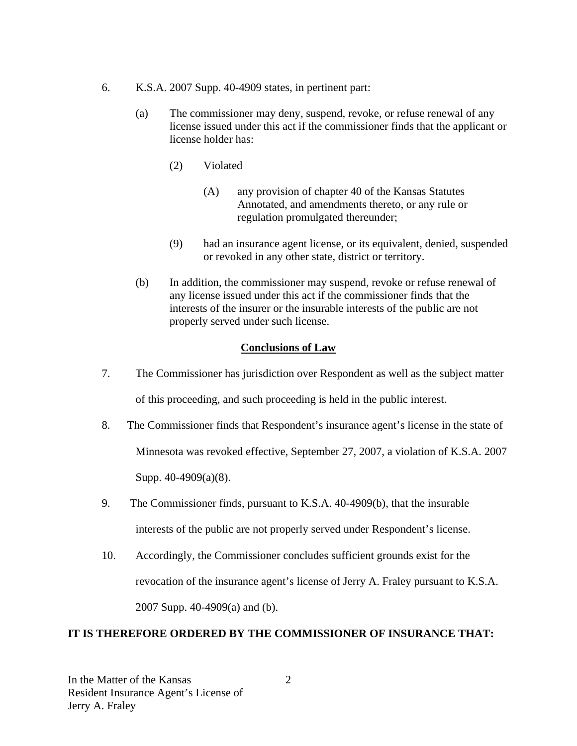6. K.S.A. 2007 Supp. 40-4909 states, in pertinent part:

   (a) The commissioner may deny, suspend, revoke, or refuse renewal of any license issued under this act if the commissioner finds that the applicant or license holder has:

      (2) Violated

         (A) any provision of chapter 40 of the Kansas Statutes Annotated, and amendments thereto, or any rule or regulation promulgated thereunder;

      (9) had an insurance agent license, or its equivalent, denied, suspended or revoked in any other state, district or territory.

   (b) In addition, the commissioner may suspend, revoke or refuse renewal of any license issued under this act if the commissioner finds that the interests of the insurer or the insurable interests of the public are not properly served under such license.

## Conclusions of Law

7. The Commissioner has jurisdiction over Respondent as well as the subject matter of this proceeding, and such proceeding is held in the public interest.

8. The Commissioner finds that Respondent's insurance agent's license in the state of Minnesota was revoked effective, September 27, 2007, a violation of K.S.A. 2007 Supp. 40-4909(a)(8).

9. The Commissioner finds, pursuant to K.S.A. 40-4909(b), that the insurable interests of the public are not properly served under Respondent's license.

10. Accordingly, the Commissioner concludes sufficient grounds exist for the revocation of the insurance agent's license of Jerry A. Fraley pursuant to K.S.A. 2007 Supp. 40-4909(a) and (b).

**IT IS THEREFORE ORDERED BY THE COMMISSIONER OF INSURANCE THAT:**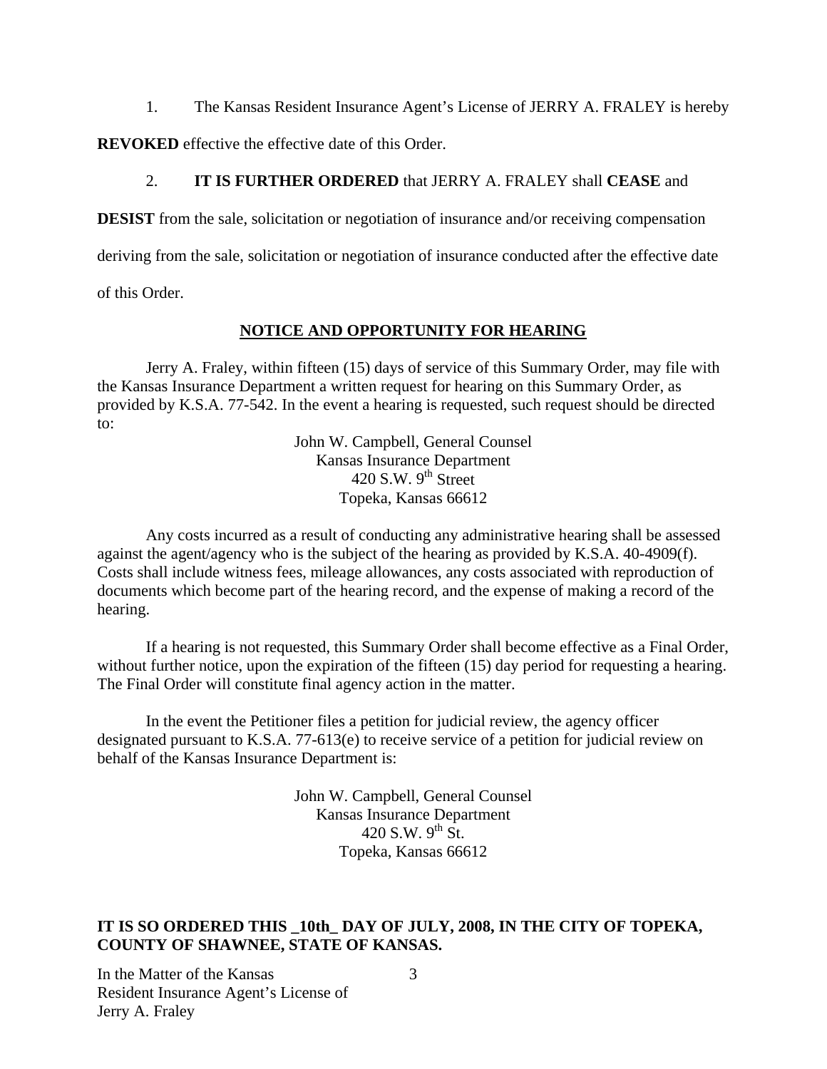1. The Kansas Resident Insurance Agent's License of JERRY A. FRALEY is hereby **REVOKED** effective the effective date of this Order.

2. **IT IS FURTHER ORDERED** that JERRY A. FRALEY shall **CEASE** and **DESIST** from the sale, solicitation or negotiation of insurance and/or receiving compensation deriving from the sale, solicitation or negotiation of insurance conducted after the effective date of this Order.

## NOTICE AND OPPORTUNITY FOR HEARING

Jerry A. Fraley, within fifteen (15) days of service of this Summary Order, may file with the Kansas Insurance Department a written request for hearing on this Summary Order, as provided by K.S.A. 77-542. In the event a hearing is requested, such request should be directed to:

John W. Campbell, General Counsel
Kansas Insurance Department
420 S.W. 9th Street
Topeka, Kansas 66612

Any costs incurred as a result of conducting any administrative hearing shall be assessed against the agent/agency who is the subject of the hearing as provided by K.S.A. 40-4909(f). Costs shall include witness fees, mileage allowances, any costs associated with reproduction of documents which become part of the hearing record, and the expense of making a record of the hearing.

If a hearing is not requested, this Summary Order shall become effective as a Final Order, without further notice, upon the expiration of the fifteen (15) day period for requesting a hearing. The Final Order will constitute final agency action in the matter.

In the event the Petitioner files a petition for judicial review, the agency officer designated pursuant to K.S.A. 77-613(e) to receive service of a petition for judicial review on behalf of the Kansas Insurance Department is:

John W. Campbell, General Counsel
Kansas Insurance Department
420 S.W. 9th St.
Topeka, Kansas 66612

**IT IS SO ORDERED THIS _10th_ DAY OF JULY, 2008, IN THE CITY OF TOPEKA, COUNTY OF SHAWNEE, STATE OF KANSAS.**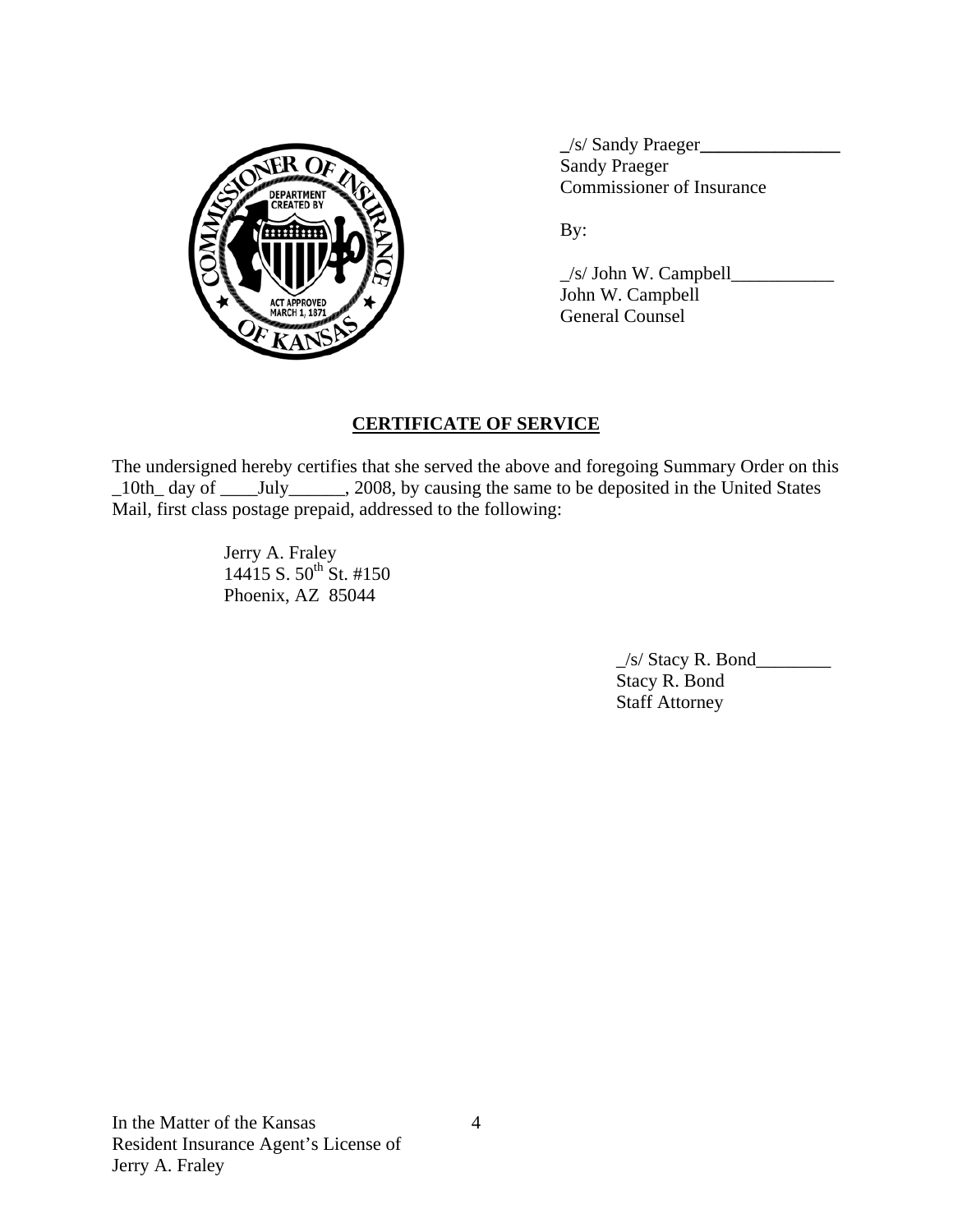_/s/ Sandy Praeger_______________
Sandy Praeger
Commissioner of Insurance

By:

_/s/ John W. Campbell___________
John W. Campbell
General Counsel

## CERTIFICATE OF SERVICE

The undersigned hereby certifies that she served the above and foregoing Summary Order on this _10th_ day of ____July______, 2008, by causing the same to be deposited in the United States Mail, first class postage prepaid, addressed to the following:

Jerry A. Fraley
14415 S. 50th St. #150
Phoenix, AZ 85044

_/s/ Stacy R. Bond________
Stacy R. Bond
Staff Attorney

In the Matter of the Kansas
Resident Insurance Agent's License of
Jerry A. Fraley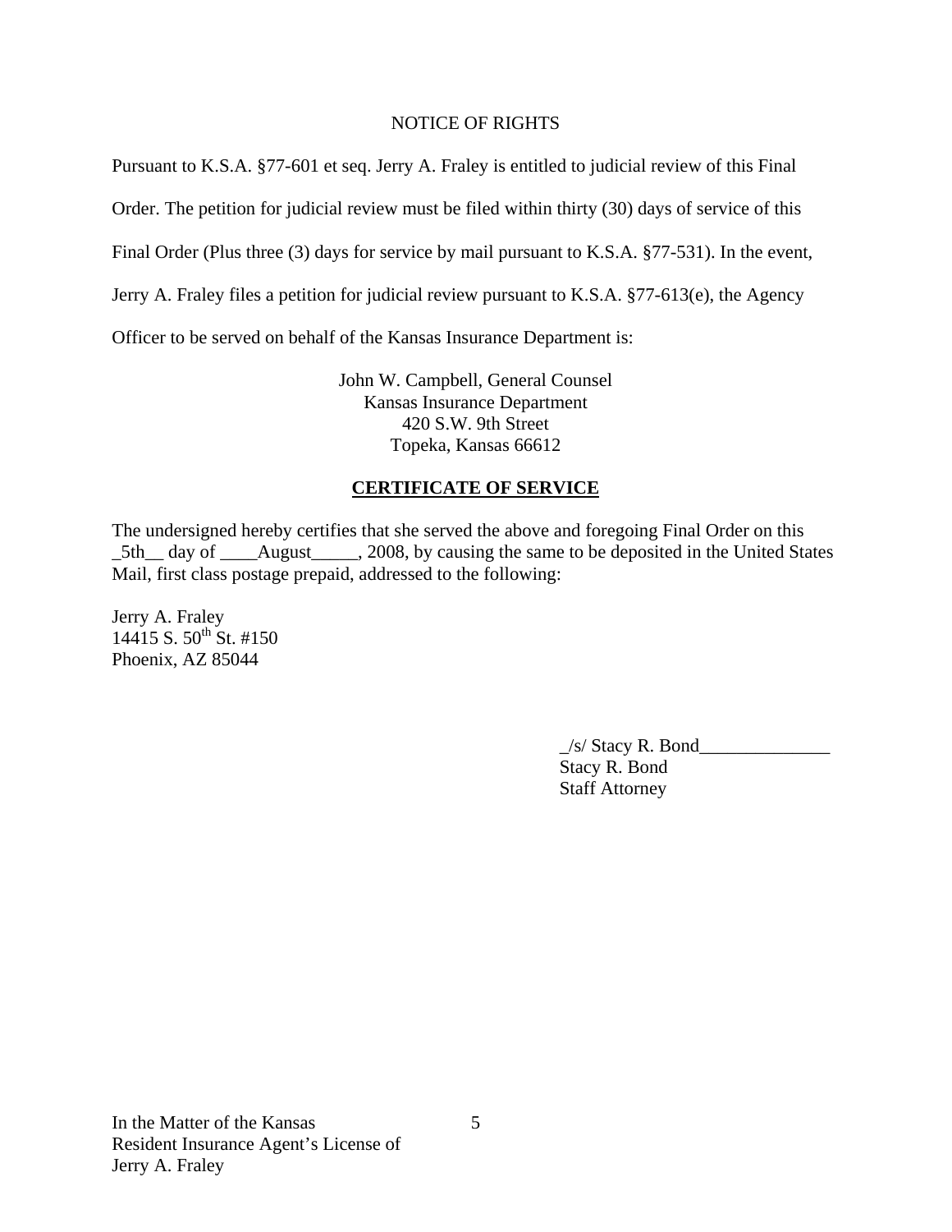NOTICE OF RIGHTS

Pursuant to K.S.A. §77-601 et seq. Jerry A. Fraley is entitled to judicial review of this Final Order. The petition for judicial review must be filed within thirty (30) days of service of this Final Order (Plus three (3) days for service by mail pursuant to K.S.A. §77-531). In the event, Jerry A. Fraley files a petition for judicial review pursuant to K.S.A. §77-613(e), the Agency Officer to be served on behalf of the Kansas Insurance Department is:

John W. Campbell, General Counsel
Kansas Insurance Department
420 S.W. 9th Street
Topeka, Kansas 66612

**CERTIFICATE OF SERVICE**

The undersigned hereby certifies that she served the above and foregoing Final Order on this _5th__ day of ____August_____, 2008, by causing the same to be deposited in the United States Mail, first class postage prepaid, addressed to the following:

Jerry A. Fraley
14415 S. 50th St. #150
Phoenix, AZ 85044

_/s/ Stacy R. Bond______________
Stacy R. Bond
Staff Attorney

In the Matter of the Kansas
Resident Insurance Agent's License of
Jerry A. Fraley